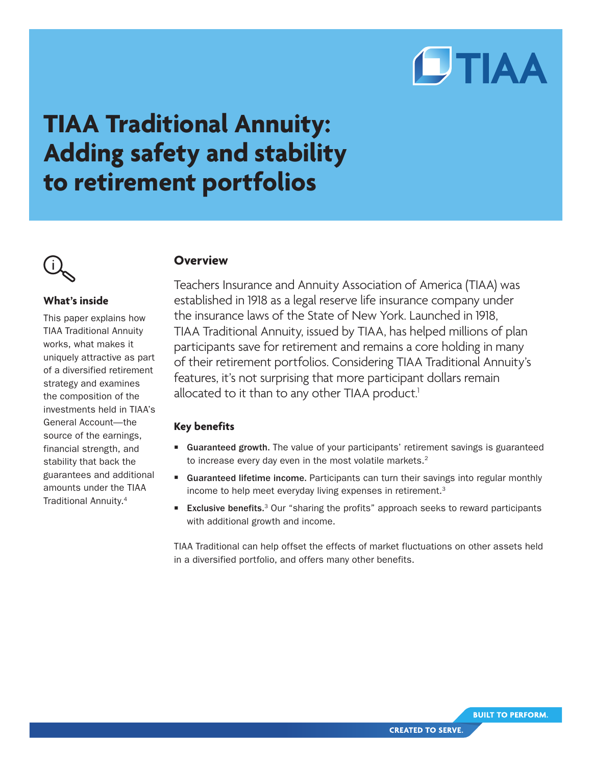# TIAA Traditional Annuity: Adding safety and stability to retirement portfolios

### What's inside

This paper explains how TIAA Traditional Annuity works, what makes it uniquely attractive as part of a diversified retirement strategy and examines the composition of the investments held in TIAA's General Account—the source of the earnings, financial strength, and stability that back the guarantees and additional amounts under the TIAA Traditional Annuity.[4]

## Overview

Teachers Insurance and Annuity Association of America (TIAA) was established in 1918 as a legal reserve life insurance company under the insurance laws of the State of New York. Launched in 1918, TIAA Traditional Annuity, issued by TIAA, has helped millions of plan participants save for retirement and remains a core holding in many of their retirement portfolios. Considering TIAA Traditional Annuity's features, it's not surprising that more participant dollars remain allocated to it than to any other TIAA product.[1]

### Key benefits

- **Guaranteed growth.** The value of your participants' retirement savings is guaranteed to increase every day even in the most volatile markets.[2]
- **Guaranteed lifetime income.** Participants can turn their savings into regular monthly income to help meet everyday living expenses in retirement.[3]
- **Exclusive benefits.**[3] Our "sharing the profits" approach seeks to reward participants with additional growth and income.

TIAA Traditional can help offset the effects of market fluctuations on other assets held in a diversified portfolio, and offers many other benefits.

BUILT TO PERFORM.
CREATED TO SERVE.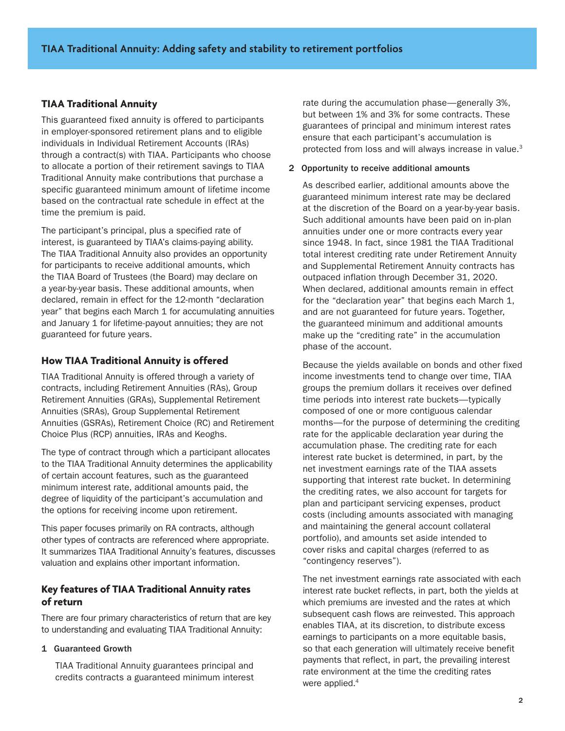## TIAA Traditional Annuity

This guaranteed fixed annuity is offered to participants in employer-sponsored retirement plans and to eligible individuals in Individual Retirement Accounts (IRAs) through a contract(s) with TIAA. Participants who choose to allocate a portion of their retirement savings to TIAA Traditional Annuity make contributions that purchase a specific guaranteed minimum amount of lifetime income based on the contractual rate schedule in effect at the time the premium is paid.

The participant's principal, plus a specified rate of interest, is guaranteed by TIAA's claims-paying ability. The TIAA Traditional Annuity also provides an opportunity for participants to receive additional amounts, which the TIAA Board of Trustees (the Board) may declare on a year-by-year basis. These additional amounts, when declared, remain in effect for the 12-month "declaration year" that begins each March 1 for accumulating annuities and January 1 for lifetime-payout annuities; they are not guaranteed for future years.

## How TIAA Traditional Annuity is offered

TIAA Traditional Annuity is offered through a variety of contracts, including Retirement Annuities (RAs), Group Retirement Annuities (GRAs), Supplemental Retirement Annuities (SRAs), Group Supplemental Retirement Annuities (GSRAs), Retirement Choice (RC) and Retirement Choice Plus (RCP) annuities, IRAs and Keoghs.

The type of contract through which a participant allocates to the TIAA Traditional Annuity determines the applicability of certain account features, such as the guaranteed minimum interest rate, additional amounts paid, the degree of liquidity of the participant's accumulation and the options for receiving income upon retirement.

This paper focuses primarily on RA contracts, although other types of contracts are referenced where appropriate. It summarizes TIAA Traditional Annuity's features, discusses valuation and explains other important information.

## Key features of TIAA Traditional Annuity rates of return

There are four primary characteristics of return that are key to understanding and evaluating TIAA Traditional Annuity:

**1 Guaranteed Growth**

TIAA Traditional Annuity guarantees principal and credits contracts a guaranteed minimum interest rate during the accumulation phase—generally 3%, but between 1% and 3% for some contracts. These guarantees of principal and minimum interest rates ensure that each participant's accumulation is protected from loss and will always increase in value.[3]

**2 Opportunity to receive additional amounts**

As described earlier, additional amounts above the guaranteed minimum interest rate may be declared at the discretion of the Board on a year-by-year basis. Such additional amounts have been paid on in-plan annuities under one or more contracts every year since 1948. In fact, since 1981 the TIAA Traditional total interest crediting rate under Retirement Annuity and Supplemental Retirement Annuity contracts has outpaced inflation through December 31, 2020. When declared, additional amounts remain in effect for the "declaration year" that begins each March 1, and are not guaranteed for future years. Together, the guaranteed minimum and additional amounts make up the "crediting rate" in the accumulation phase of the account.

Because the yields available on bonds and other fixed income investments tend to change over time, TIAA groups the premium dollars it receives over defined time periods into interest rate buckets—typically composed of one or more contiguous calendar months—for the purpose of determining the crediting rate for the applicable declaration year during the accumulation phase. The crediting rate for each interest rate bucket is determined, in part, by the net investment earnings rate of the TIAA assets supporting that interest rate bucket. In determining the crediting rates, we also account for targets for plan and participant servicing expenses, product costs (including amounts associated with managing and maintaining the general account collateral portfolio), and amounts set aside intended to cover risks and capital charges (referred to as "contingency reserves").

The net investment earnings rate associated with each interest rate bucket reflects, in part, both the yields at which premiums are invested and the rates at which subsequent cash flows are reinvested. This approach enables TIAA, at its discretion, to distribute excess earnings to participants on a more equitable basis, so that each generation will ultimately receive benefit payments that reflect, in part, the prevailing interest rate environment at the time the crediting rates were applied.[4]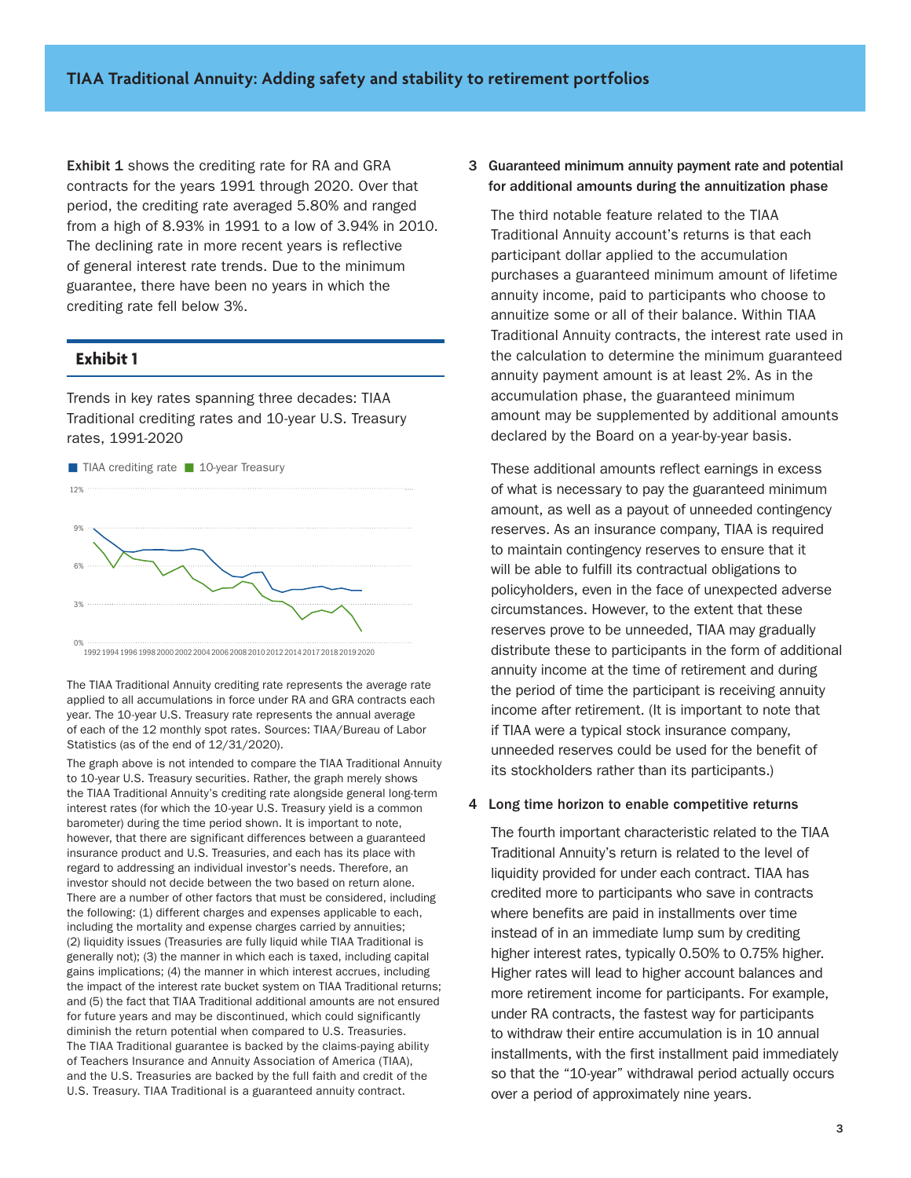**Exhibit 1** shows the crediting rate for RA and GRA contracts for the years 1991 through 2020. Over that period, the crediting rate averaged 5.80% and ranged from a high of 8.93% in 1991 to a low of 3.94% in 2010. The declining rate in more recent years is reflective of general interest rate trends. Due to the minimum guarantee, there have been no years in which the crediting rate fell below 3%.

## Exhibit 1

Trends in key rates spanning three decades: TIAA Traditional crediting rates and 10-year U.S. Treasury rates, 1991-2020

The TIAA Traditional Annuity crediting rate represents the average rate applied to all accumulations in force under RA and GRA contracts each year. The 10-year U.S. Treasury rate represents the annual average of each of the 12 monthly spot rates. Sources: TIAA/Bureau of Labor Statistics (as of the end of 12/31/2020).

The graph above is not intended to compare the TIAA Traditional Annuity to 10-year U.S. Treasury securities. Rather, the graph merely shows the TIAA Traditional Annuity's crediting rate alongside general long-term interest rates (for which the 10-year U.S. Treasury yield is a common barometer) during the time period shown. It is important to note, however, that there are significant differences between a guaranteed insurance product and U.S. Treasuries, and each has its place with regard to addressing an individual investor's needs. Therefore, an investor should not decide between the two based on return alone. There are a number of other factors that must be considered, including the following: (1) different charges and expenses applicable to each, including the mortality and expense charges carried by annuities; (2) liquidity issues (Treasuries are fully liquid while TIAA Traditional is generally not); (3) the manner in which each is taxed, including capital gains implications; (4) the manner in which interest accrues, including the impact of the interest rate bucket system on TIAA Traditional returns; and (5) the fact that TIAA Traditional additional amounts are not ensured for future years and may be discontinued, which could significantly diminish the return potential when compared to U.S. Treasuries. The TIAA Traditional guarantee is backed by the claims-paying ability of Teachers Insurance and Annuity Association of America (TIAA), and the U.S. Treasuries are backed by the full faith and credit of the U.S. Treasury. TIAA Traditional is a guaranteed annuity contract.

### 3 Guaranteed minimum annuity payment rate and potential for additional amounts during the annuitization phase

The third notable feature related to the TIAA Traditional Annuity account's returns is that each participant dollar applied to the accumulation purchases a guaranteed minimum amount of lifetime annuity income, paid to participants who choose to annuitize some or all of their balance. Within TIAA Traditional Annuity contracts, the interest rate used in the calculation to determine the minimum guaranteed annuity payment amount is at least 2%. As in the accumulation phase, the guaranteed minimum amount may be supplemented by additional amounts declared by the Board on a year-by-year basis.

These additional amounts reflect earnings in excess of what is necessary to pay the guaranteed minimum amount, as well as a payout of unneeded contingency reserves. As an insurance company, TIAA is required to maintain contingency reserves to ensure that it will be able to fulfill its contractual obligations to policyholders, even in the face of unexpected adverse circumstances. However, to the extent that these reserves prove to be unneeded, TIAA may gradually distribute these to participants in the form of additional annuity income at the time of retirement and during the period of time the participant is receiving annuity income after retirement. (It is important to note that if TIAA were a typical stock insurance company, unneeded reserves could be used for the benefit of its stockholders rather than its participants.)

### 4 Long time horizon to enable competitive returns

The fourth important characteristic related to the TIAA Traditional Annuity's return is related to the level of liquidity provided for under each contract. TIAA has credited more to participants who save in contracts where benefits are paid in installments over time instead of in an immediate lump sum by crediting higher interest rates, typically 0.50% to 0.75% higher. Higher rates will lead to higher account balances and more retirement income for participants. For example, under RA contracts, the fastest way for participants to withdraw their entire accumulation is in 10 annual installments, with the first installment paid immediately so that the "10-year" withdrawal period actually occurs over a period of approximately nine years.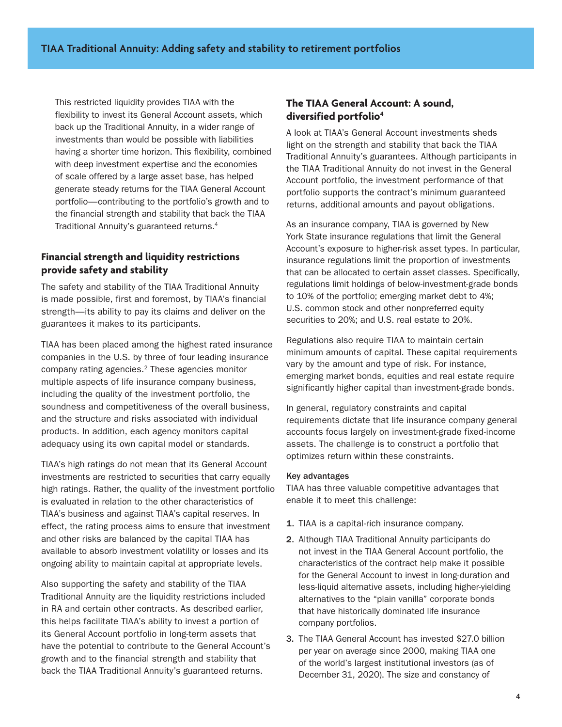This restricted liquidity provides TIAA with the flexibility to invest its General Account assets, which back up the Traditional Annuity, in a wider range of investments than would be possible with liabilities having a shorter time horizon. This flexibility, combined with deep investment expertise and the economies of scale offered by a large asset base, has helped generate steady returns for the TIAA General Account portfolio—contributing to the portfolio's growth and to the financial strength and stability that back the TIAA Traditional Annuity's guaranteed returns.[4]

## Financial strength and liquidity restrictions provide safety and stability

The safety and stability of the TIAA Traditional Annuity is made possible, first and foremost, by TIAA's financial strength—its ability to pay its claims and deliver on the guarantees it makes to its participants.

TIAA has been placed among the highest rated insurance companies in the U.S. by three of four leading insurance company rating agencies.[2] These agencies monitor multiple aspects of life insurance company business, including the quality of the investment portfolio, the soundness and competitiveness of the overall business, and the structure and risks associated with individual products. In addition, each agency monitors capital adequacy using its own capital model or standards.

TIAA's high ratings do not mean that its General Account investments are restricted to securities that carry equally high ratings. Rather, the quality of the investment portfolio is evaluated in relation to the other characteristics of TIAA's business and against TIAA's capital reserves. In effect, the rating process aims to ensure that investment and other risks are balanced by the capital TIAA has available to absorb investment volatility or losses and its ongoing ability to maintain capital at appropriate levels.

Also supporting the safety and stability of the TIAA Traditional Annuity are the liquidity restrictions included in RA and certain other contracts. As described earlier, this helps facilitate TIAA's ability to invest a portion of its General Account portfolio in long-term assets that have the potential to contribute to the General Account's growth and to the financial strength and stability that back the TIAA Traditional Annuity's guaranteed returns.

## The TIAA General Account: A sound, diversified portfolio[4]

A look at TIAA's General Account investments sheds light on the strength and stability that back the TIAA Traditional Annuity's guarantees. Although participants in the TIAA Traditional Annuity do not invest in the General Account portfolio, the investment performance of that portfolio supports the contract's minimum guaranteed returns, additional amounts and payout obligations.

As an insurance company, TIAA is governed by New York State insurance regulations that limit the General Account's exposure to higher-risk asset types. In particular, insurance regulations limit the proportion of investments that can be allocated to certain asset classes. Specifically, regulations limit holdings of below-investment-grade bonds to 10% of the portfolio; emerging market debt to 4%; U.S. common stock and other nonpreferred equity securities to 20%; and U.S. real estate to 20%.

Regulations also require TIAA to maintain certain minimum amounts of capital. These capital requirements vary by the amount and type of risk. For instance, emerging market bonds, equities and real estate require significantly higher capital than investment-grade bonds.

In general, regulatory constraints and capital requirements dictate that life insurance company general accounts focus largely on investment-grade fixed-income assets. The challenge is to construct a portfolio that optimizes return within these constraints.

### Key advantages

TIAA has three valuable competitive advantages that enable it to meet this challenge:

1. TIAA is a capital-rich insurance company.
2. Although TIAA Traditional Annuity participants do not invest in the TIAA General Account portfolio, the characteristics of the contract help make it possible for the General Account to invest in long-duration and less-liquid alternative assets, including higher-yielding alternatives to the "plain vanilla" corporate bonds that have historically dominated life insurance company portfolios.
3. The TIAA General Account has invested $27.0 billion per year on average since 2000, making TIAA one of the world's largest institutional investors (as of December 31, 2020). The size and constancy of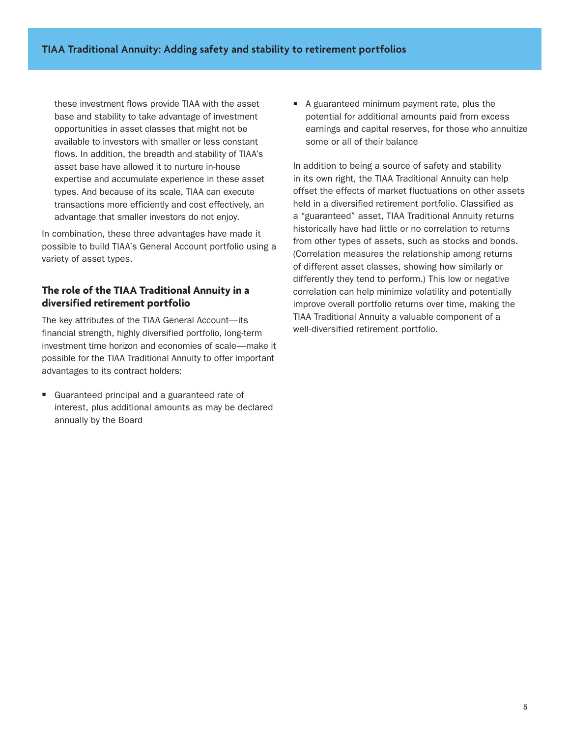these investment flows provide TIAA with the asset base and stability to take advantage of investment opportunities in asset classes that might not be available to investors with smaller or less constant flows. In addition, the breadth and stability of TIAA's asset base have allowed it to nurture in-house expertise and accumulate experience in these asset types. And because of its scale, TIAA can execute transactions more efficiently and cost effectively, an advantage that smaller investors do not enjoy.

In combination, these three advantages have made it possible to build TIAA's General Account portfolio using a variety of asset types.

### The role of the TIAA Traditional Annuity in a diversified retirement portfolio

The key attributes of the TIAA General Account—its financial strength, highly diversified portfolio, long-term investment time horizon and economies of scale—make it possible for the TIAA Traditional Annuity to offer important advantages to its contract holders:

- Guaranteed principal and a guaranteed rate of interest, plus additional amounts as may be declared annually by the Board
- A guaranteed minimum payment rate, plus the potential for additional amounts paid from excess earnings and capital reserves, for those who annuitize some or all of their balance

In addition to being a source of safety and stability in its own right, the TIAA Traditional Annuity can help offset the effects of market fluctuations on other assets held in a diversified retirement portfolio. Classified as a "guaranteed" asset, TIAA Traditional Annuity returns historically have had little or no correlation to returns from other types of assets, such as stocks and bonds. (Correlation measures the relationship among returns of different asset classes, showing how similarly or differently they tend to perform.) This low or negative correlation can help minimize volatility and potentially improve overall portfolio returns over time, making the TIAA Traditional Annuity a valuable component of a well-diversified retirement portfolio.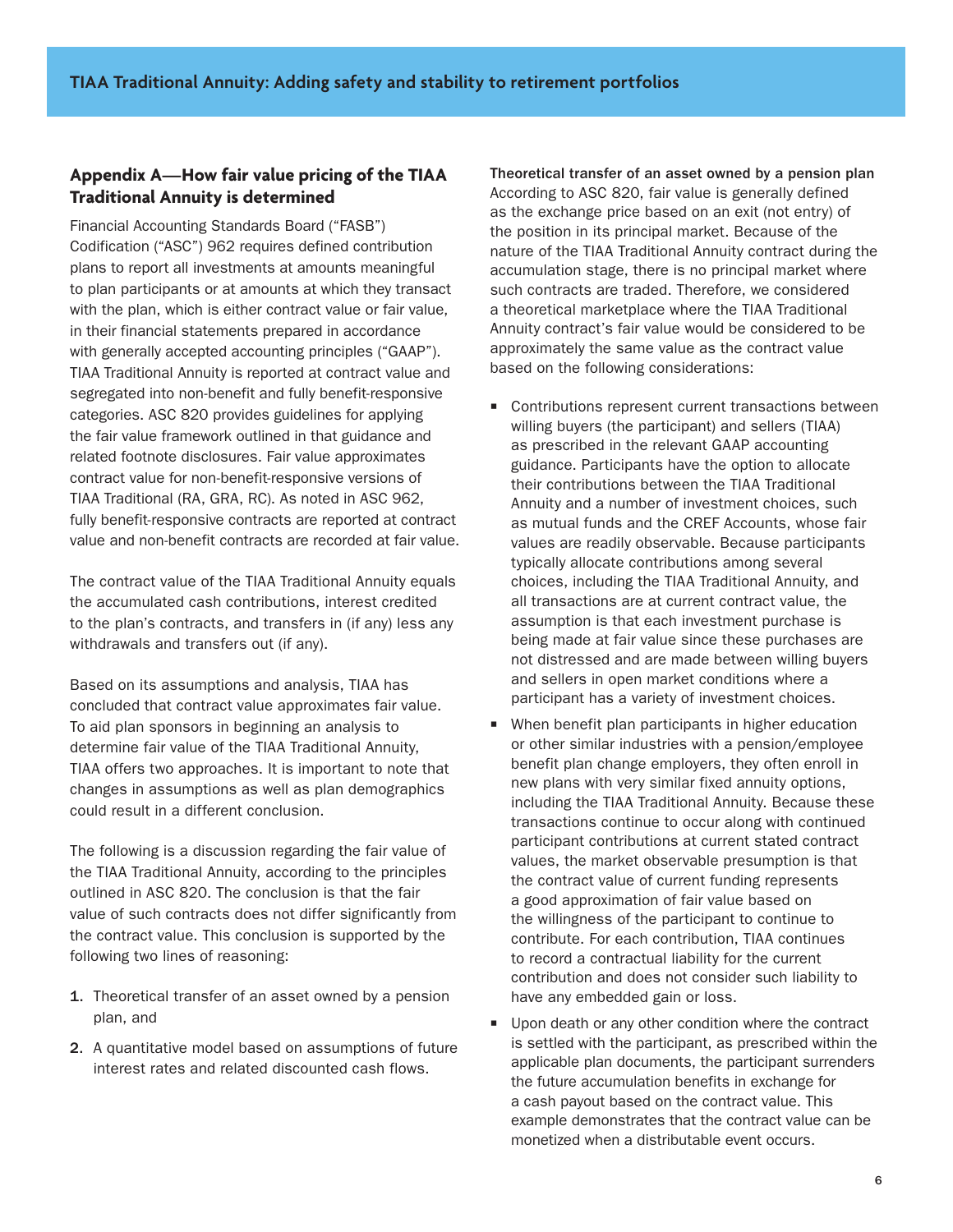## Appendix A—How fair value pricing of the TIAA Traditional Annuity is determined

Financial Accounting Standards Board ("FASB") Codification ("ASC") 962 requires defined contribution plans to report all investments at amounts meaningful to plan participants or at amounts at which they transact with the plan, which is either contract value or fair value, in their financial statements prepared in accordance with generally accepted accounting principles ("GAAP"). TIAA Traditional Annuity is reported at contract value and segregated into non-benefit and fully benefit-responsive categories. ASC 820 provides guidelines for applying the fair value framework outlined in that guidance and related footnote disclosures. Fair value approximates contract value for non-benefit-responsive versions of TIAA Traditional (RA, GRA, RC). As noted in ASC 962, fully benefit-responsive contracts are reported at contract value and non-benefit contracts are recorded at fair value.

The contract value of the TIAA Traditional Annuity equals the accumulated cash contributions, interest credited to the plan's contracts, and transfers in (if any) less any withdrawals and transfers out (if any).

Based on its assumptions and analysis, TIAA has concluded that contract value approximates fair value. To aid plan sponsors in beginning an analysis to determine fair value of the TIAA Traditional Annuity, TIAA offers two approaches. It is important to note that changes in assumptions as well as plan demographics could result in a different conclusion.

The following is a discussion regarding the fair value of the TIAA Traditional Annuity, according to the principles outlined in ASC 820. The conclusion is that the fair value of such contracts does not differ significantly from the contract value. This conclusion is supported by the following two lines of reasoning:

1. Theoretical transfer of an asset owned by a pension plan, and
2. A quantitative model based on assumptions of future interest rates and related discounted cash flows.

**Theoretical transfer of an asset owned by a pension plan**

According to ASC 820, fair value is generally defined as the exchange price based on an exit (not entry) of the position in its principal market. Because of the nature of the TIAA Traditional Annuity contract during the accumulation stage, there is no principal market where such contracts are traded. Therefore, we considered a theoretical marketplace where the TIAA Traditional Annuity contract's fair value would be considered to be approximately the same value as the contract value based on the following considerations:

- Contributions represent current transactions between willing buyers (the participant) and sellers (TIAA) as prescribed in the relevant GAAP accounting guidance. Participants have the option to allocate their contributions between the TIAA Traditional Annuity and a number of investment choices, such as mutual funds and the CREF Accounts, whose fair values are readily observable. Because participants typically allocate contributions among several choices, including the TIAA Traditional Annuity, and all transactions are at current contract value, the assumption is that each investment purchase is being made at fair value since these purchases are not distressed and are made between willing buyers and sellers in open market conditions where a participant has a variety of investment choices.
- When benefit plan participants in higher education or other similar industries with a pension/employee benefit plan change employers, they often enroll in new plans with very similar fixed annuity options, including the TIAA Traditional Annuity. Because these transactions continue to occur along with continued participant contributions at current stated contract values, the market observable presumption is that the contract value of current funding represents a good approximation of fair value based on the willingness of the participant to continue to contribute. For each contribution, TIAA continues to record a contractual liability for the current contribution and does not consider such liability to have any embedded gain or loss.
- Upon death or any other condition where the contract is settled with the participant, as prescribed within the applicable plan documents, the participant surrenders the future accumulation benefits in exchange for a cash payout based on the contract value. This example demonstrates that the contract value can be monetized when a distributable event occurs.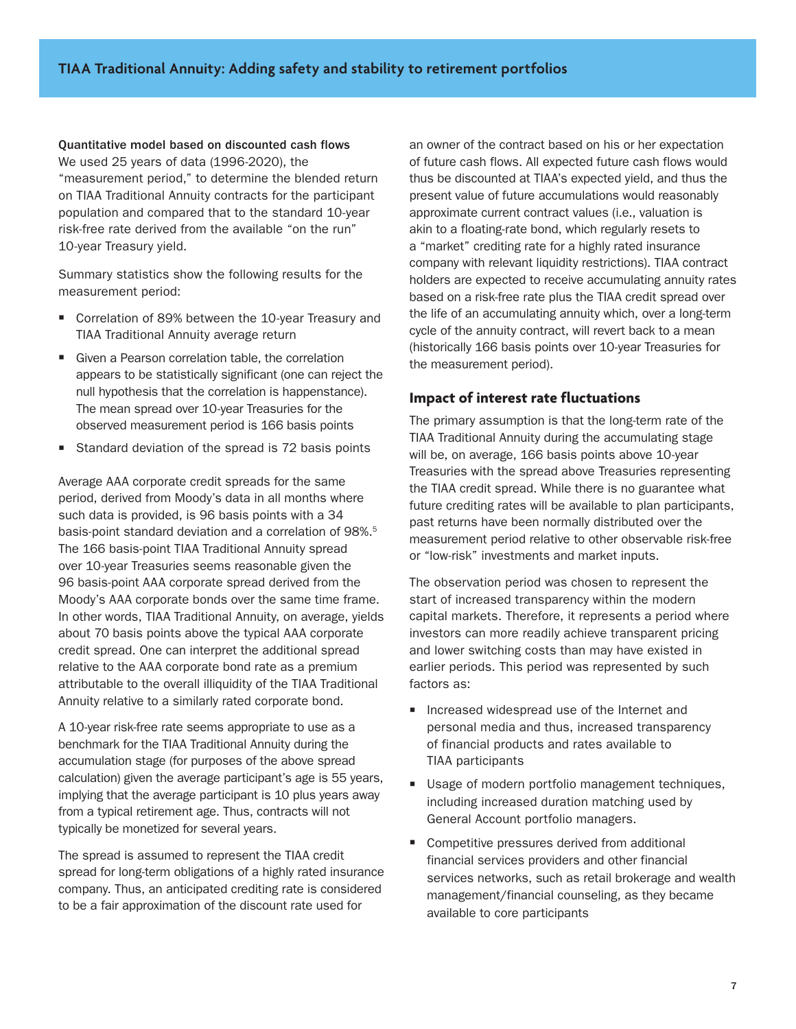**Quantitative model based on discounted cash flows**

We used 25 years of data (1996-2020), the "measurement period," to determine the blended return on TIAA Traditional Annuity contracts for the participant population and compared that to the standard 10-year risk-free rate derived from the available "on the run" 10-year Treasury yield.

Summary statistics show the following results for the measurement period:

- Correlation of 89% between the 10-year Treasury and TIAA Traditional Annuity average return
- Given a Pearson correlation table, the correlation appears to be statistically significant (one can reject the null hypothesis that the correlation is happenstance). The mean spread over 10-year Treasuries for the observed measurement period is 166 basis points
- Standard deviation of the spread is 72 basis points

Average AAA corporate credit spreads for the same period, derived from Moody's data in all months where such data is provided, is 96 basis points with a 34 basis-point standard deviation and a correlation of 98%.[5] The 166 basis-point TIAA Traditional Annuity spread over 10-year Treasuries seems reasonable given the 96 basis-point AAA corporate spread derived from the Moody's AAA corporate bonds over the same time frame. In other words, TIAA Traditional Annuity, on average, yields about 70 basis points above the typical AAA corporate credit spread. One can interpret the additional spread relative to the AAA corporate bond rate as a premium attributable to the overall illiquidity of the TIAA Traditional Annuity relative to a similarly rated corporate bond.

A 10-year risk-free rate seems appropriate to use as a benchmark for the TIAA Traditional Annuity during the accumulation stage (for purposes of the above spread calculation) given the average participant's age is 55 years, implying that the average participant is 10 plus years away from a typical retirement age. Thus, contracts will not typically be monetized for several years.

The spread is assumed to represent the TIAA credit spread for long-term obligations of a highly rated insurance company. Thus, an anticipated crediting rate is considered to be a fair approximation of the discount rate used for an owner of the contract based on his or her expectation of future cash flows. All expected future cash flows would thus be discounted at TIAA's expected yield, and thus the present value of future accumulations would reasonably approximate current contract values (i.e., valuation is akin to a floating-rate bond, which regularly resets to a "market" crediting rate for a highly rated insurance company with relevant liquidity restrictions). TIAA contract holders are expected to receive accumulating annuity rates based on a risk-free rate plus the TIAA credit spread over the life of an accumulating annuity which, over a long-term cycle of the annuity contract, will revert back to a mean (historically 166 basis points over 10-year Treasuries for the measurement period).

## Impact of interest rate fluctuations

The primary assumption is that the long-term rate of the TIAA Traditional Annuity during the accumulating stage will be, on average, 166 basis points above 10-year Treasuries with the spread above Treasuries representing the TIAA credit spread. While there is no guarantee what future crediting rates will be available to plan participants, past returns have been normally distributed over the measurement period relative to other observable risk-free or "low-risk" investments and market inputs.

The observation period was chosen to represent the start of increased transparency within the modern capital markets. Therefore, it represents a period where investors can more readily achieve transparent pricing and lower switching costs than may have existed in earlier periods. This period was represented by such factors as:

- Increased widespread use of the Internet and personal media and thus, increased transparency of financial products and rates available to TIAA participants
- Usage of modern portfolio management techniques, including increased duration matching used by General Account portfolio managers.
- Competitive pressures derived from additional financial services providers and other financial services networks, such as retail brokerage and wealth management/financial counseling, as they became available to core participants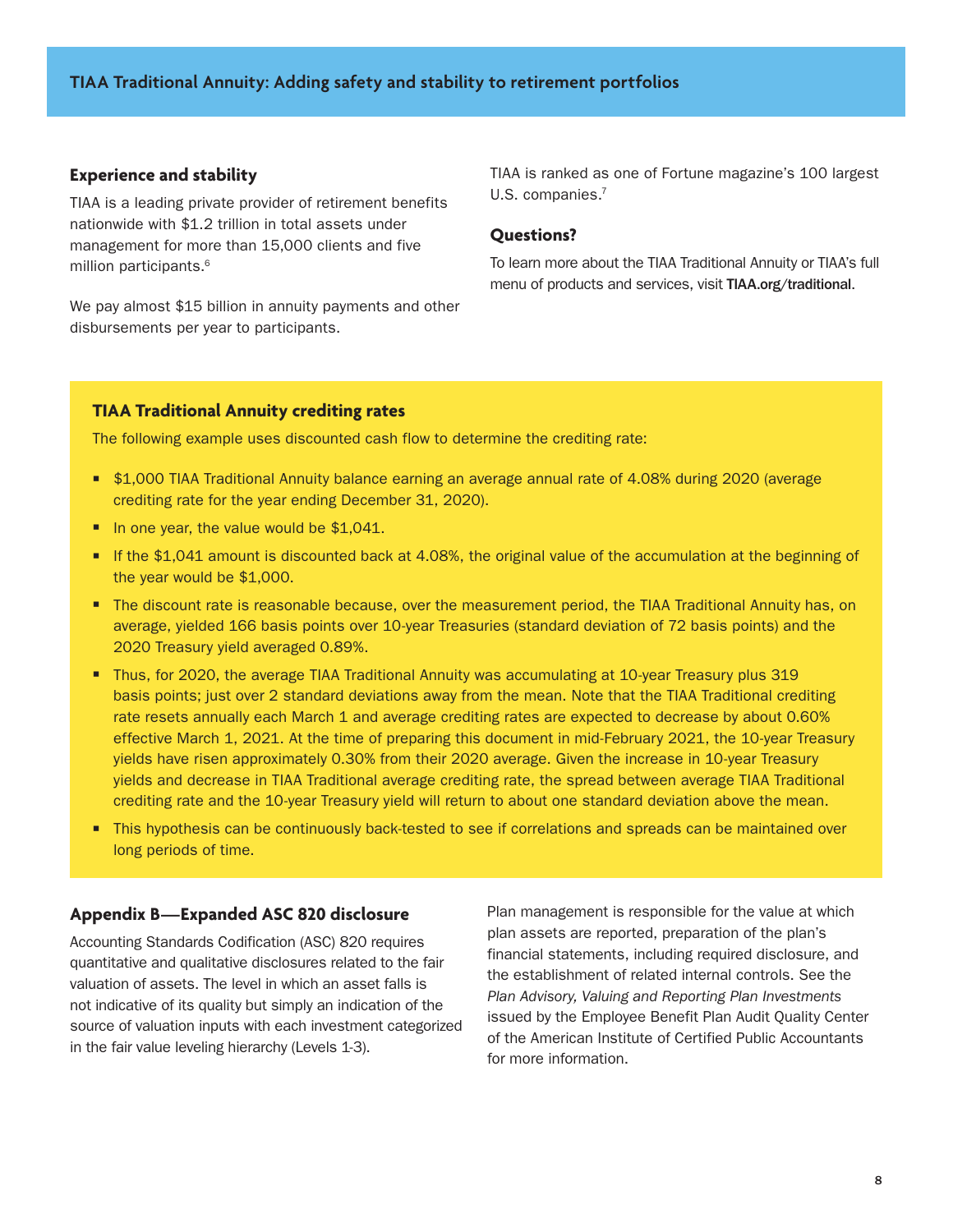## Experience and stability

TIAA is a leading private provider of retirement benefits nationwide with $1.2 trillion in total assets under management for more than 15,000 clients and five million participants.[6]

We pay almost $15 billion in annuity payments and other disbursements per year to participants.

TIAA is ranked as one of Fortune magazine's 100 largest U.S. companies.[7]

## Questions?

To learn more about the TIAA Traditional Annuity or TIAA's full menu of products and services, visit **TIAA.org/traditional**.

## TIAA Traditional Annuity crediting rates

The following example uses discounted cash flow to determine the crediting rate:

- $1,000 TIAA Traditional Annuity balance earning an average annual rate of 4.08% during 2020 (average crediting rate for the year ending December 31, 2020).
- In one year, the value would be $1,041.
- If the $1,041 amount is discounted back at 4.08%, the original value of the accumulation at the beginning of the year would be $1,000.
- The discount rate is reasonable because, over the measurement period, the TIAA Traditional Annuity has, on average, yielded 166 basis points over 10-year Treasuries (standard deviation of 72 basis points) and the 2020 Treasury yield averaged 0.89%.
- Thus, for 2020, the average TIAA Traditional Annuity was accumulating at 10-year Treasury plus 319 basis points; just over 2 standard deviations away from the mean. Note that the TIAA Traditional crediting rate resets annually each March 1 and average crediting rates are expected to decrease by about 0.60% effective March 1, 2021. At the time of preparing this document in mid-February 2021, the 10-year Treasury yields have risen approximately 0.30% from their 2020 average. Given the increase in 10-year Treasury yields and decrease in TIAA Traditional average crediting rate, the spread between average TIAA Traditional crediting rate and the 10-year Treasury yield will return to about one standard deviation above the mean.
- This hypothesis can be continuously back-tested to see if correlations and spreads can be maintained over long periods of time.

## Appendix B—Expanded ASC 820 disclosure

Accounting Standards Codification (ASC) 820 requires quantitative and qualitative disclosures related to the fair valuation of assets. The level in which an asset falls is not indicative of its quality but simply an indication of the source of valuation inputs with each investment categorized in the fair value leveling hierarchy (Levels 1-3).

Plan management is responsible for the value at which plan assets are reported, preparation of the plan's financial statements, including required disclosure, and the establishment of related internal controls. See the *Plan Advisory, Valuing and Reporting Plan Investments* issued by the Employee Benefit Plan Audit Quality Center of the American Institute of Certified Public Accountants for more information.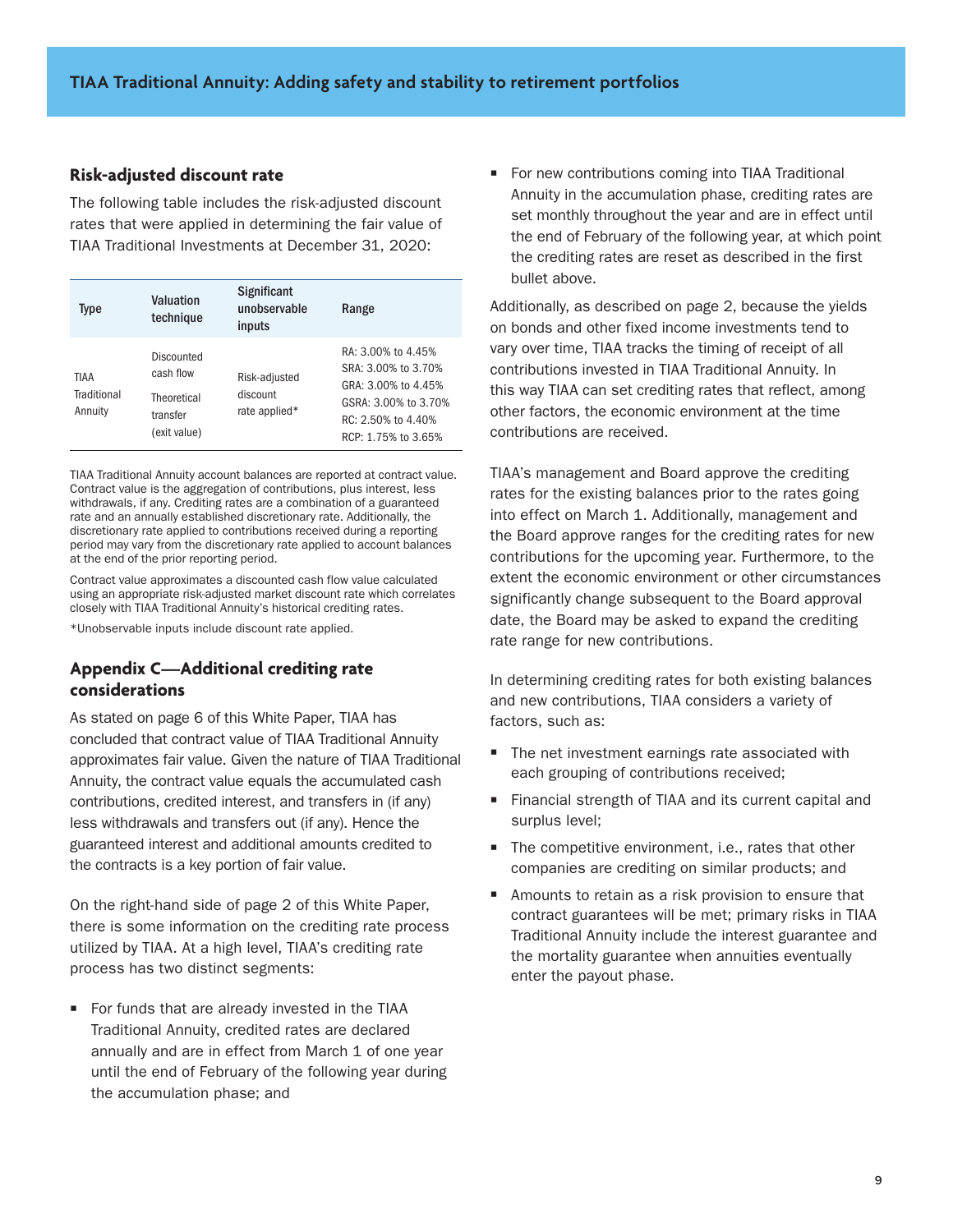## Risk-adjusted discount rate

The following table includes the risk-adjusted discount rates that were applied in determining the fair value of TIAA Traditional Investments at December 31, 2020:

| Type | Valuation technique | Significant unobservable inputs | Range |
|---|---|---|---|
| TIAA Traditional Annuity | Discounted cash flow<br>Theoretical transfer (exit value) | Risk-adjusted discount rate applied* | RA: 3.00% to 4.45%<br>SRA: 3.00% to 3.70%<br>GRA: 3.00% to 4.45%<br>GSRA: 3.00% to 3.70%<br>RC: 2.50% to 4.40%<br>RCP: 1.75% to 3.65% |

TIAA Traditional Annuity account balances are reported at contract value. Contract value is the aggregation of contributions, plus interest, less withdrawals, if any. Crediting rates are a combination of a guaranteed rate and an annually established discretionary rate. Additionally, the discretionary rate applied to contributions received during a reporting period may vary from the discretionary rate applied to account balances at the end of the prior reporting period.

Contract value approximates a discounted cash flow value calculated using an appropriate risk-adjusted market discount rate which correlates closely with TIAA Traditional Annuity's historical crediting rates.

*Unobservable inputs include discount rate applied.

## Appendix C—Additional crediting rate considerations

As stated on page 6 of this White Paper, TIAA has concluded that contract value of TIAA Traditional Annuity approximates fair value. Given the nature of TIAA Traditional Annuity, the contract value equals the accumulated cash contributions, credited interest, and transfers in (if any) less withdrawals and transfers out (if any). Hence the guaranteed interest and additional amounts credited to the contracts is a key portion of fair value.

On the right-hand side of page 2 of this White Paper, there is some information on the crediting rate process utilized by TIAA. At a high level, TIAA's crediting rate process has two distinct segments:

- For funds that are already invested in the TIAA Traditional Annuity, credited rates are declared annually and are in effect from March 1 of one year until the end of February of the following year during the accumulation phase; and
- For new contributions coming into TIAA Traditional Annuity in the accumulation phase, crediting rates are set monthly throughout the year and are in effect until the end of February of the following year, at which point the crediting rates are reset as described in the first bullet above.

Additionally, as described on page 2, because the yields on bonds and other fixed income investments tend to vary over time, TIAA tracks the timing of receipt of all contributions invested in TIAA Traditional Annuity. In this way TIAA can set crediting rates that reflect, among other factors, the economic environment at the time contributions are received.

TIAA's management and Board approve the crediting rates for the existing balances prior to the rates going into effect on March 1. Additionally, management and the Board approve ranges for the crediting rates for new contributions for the upcoming year. Furthermore, to the extent the economic environment or other circumstances significantly change subsequent to the Board approval date, the Board may be asked to expand the crediting rate range for new contributions.

In determining crediting rates for both existing balances and new contributions, TIAA considers a variety of factors, such as:

- The net investment earnings rate associated with each grouping of contributions received;
- Financial strength of TIAA and its current capital and surplus level;
- The competitive environment, i.e., rates that other companies are crediting on similar products; and
- Amounts to retain as a risk provision to ensure that contract guarantees will be met; primary risks in TIAA Traditional Annuity include the interest guarantee and the mortality guarantee when annuities eventually enter the payout phase.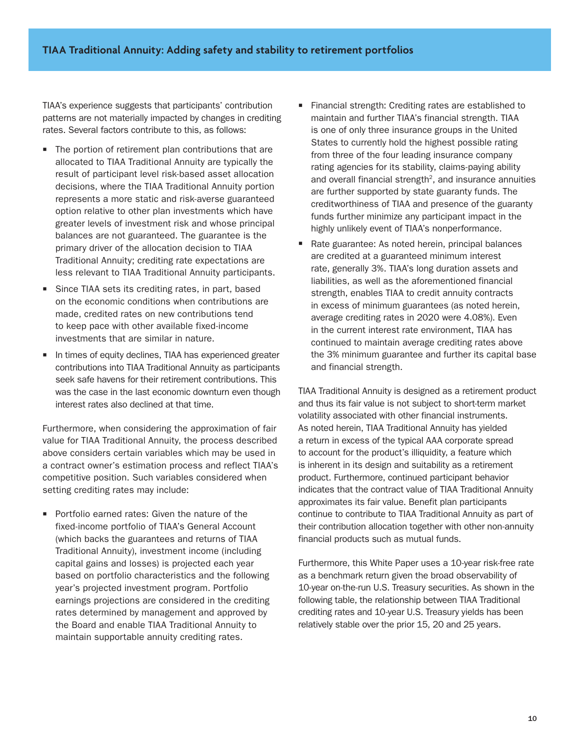## TIAA Traditional Annuity: Adding safety and stability to retirement portfolios

TIAA's experience suggests that participants' contribution patterns are not materially impacted by changes in crediting rates. Several factors contribute to this, as follows:

- The portion of retirement plan contributions that are allocated to TIAA Traditional Annuity are typically the result of participant level risk-based asset allocation decisions, where the TIAA Traditional Annuity portion represents a more static and risk-averse guaranteed option relative to other plan investments which have greater levels of investment risk and whose principal balances are not guaranteed. The guarantee is the primary driver of the allocation decision to TIAA Traditional Annuity; crediting rate expectations are less relevant to TIAA Traditional Annuity participants.
- Since TIAA sets its crediting rates, in part, based on the economic conditions when contributions are made, credited rates on new contributions tend to keep pace with other available fixed-income investments that are similar in nature.
- In times of equity declines, TIAA has experienced greater contributions into TIAA Traditional Annuity as participants seek safe havens for their retirement contributions. This was the case in the last economic downturn even though interest rates also declined at that time.

Furthermore, when considering the approximation of fair value for TIAA Traditional Annuity, the process described above considers certain variables which may be used in a contract owner's estimation process and reflect TIAA's competitive position. Such variables considered when setting crediting rates may include:

- Portfolio earned rates: Given the nature of the fixed-income portfolio of TIAA's General Account (which backs the guarantees and returns of TIAA Traditional Annuity), investment income (including capital gains and losses) is projected each year based on portfolio characteristics and the following year's projected investment program. Portfolio earnings projections are considered in the crediting rates determined by management and approved by the Board and enable TIAA Traditional Annuity to maintain supportable annuity crediting rates.
- Financial strength: Crediting rates are established to maintain and further TIAA's financial strength. TIAA is one of only three insurance groups in the United States to currently hold the highest possible rating from three of the four leading insurance company rating agencies for its stability, claims-paying ability and overall financial strength[2], and insurance annuities are further supported by state guaranty funds. The creditworthiness of TIAA and presence of the guaranty funds further minimize any participant impact in the highly unlikely event of TIAA's nonperformance.
- Rate guarantee: As noted herein, principal balances are credited at a guaranteed minimum interest rate, generally 3%. TIAA's long duration assets and liabilities, as well as the aforementioned financial strength, enables TIAA to credit annuity contracts in excess of minimum guarantees (as noted herein, average crediting rates in 2020 were 4.08%). Even in the current interest rate environment, TIAA has continued to maintain average crediting rates above the 3% minimum guarantee and further its capital base and financial strength.

TIAA Traditional Annuity is designed as a retirement product and thus its fair value is not subject to short-term market volatility associated with other financial instruments. As noted herein, TIAA Traditional Annuity has yielded a return in excess of the typical AAA corporate spread to account for the product's illiquidity, a feature which is inherent in its design and suitability as a retirement product. Furthermore, continued participant behavior indicates that the contract value of TIAA Traditional Annuity approximates its fair value. Benefit plan participants continue to contribute to TIAA Traditional Annuity as part of their contribution allocation together with other non-annuity financial products such as mutual funds.

Furthermore, this White Paper uses a 10-year risk-free rate as a benchmark return given the broad observability of 10-year on-the-run U.S. Treasury securities. As shown in the following table, the relationship between TIAA Traditional crediting rates and 10-year U.S. Treasury yields has been relatively stable over the prior 15, 20 and 25 years.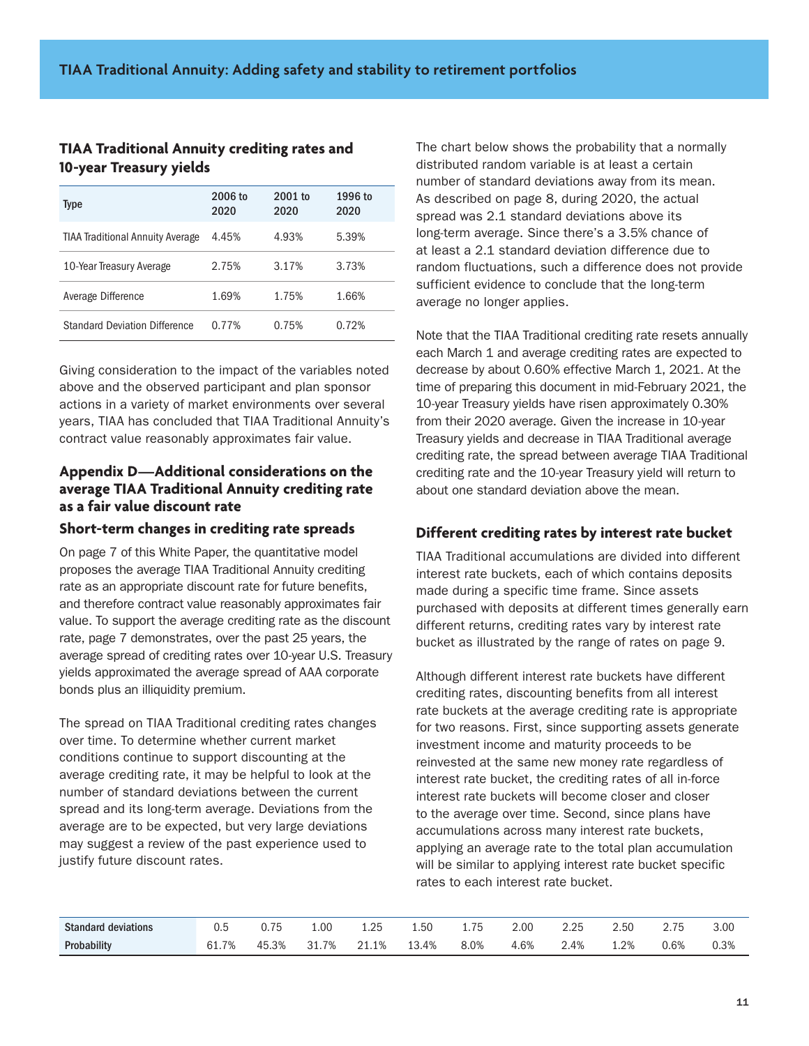### TIAA Traditional Annuity crediting rates and 10-year Treasury yields

| Type | 2006 to 2020 | 2001 to 2020 | 1996 to 2020 |
|---|---|---|---|
| TIAA Traditional Annuity Average | 4.45% | 4.93% | 5.39% |
| 10-Year Treasury Average | 2.75% | 3.17% | 3.73% |
| Average Difference | 1.69% | 1.75% | 1.66% |
| Standard Deviation Difference | 0.77% | 0.75% | 0.72% |

Giving consideration to the impact of the variables noted above and the observed participant and plan sponsor actions in a variety of market environments over several years, TIAA has concluded that TIAA Traditional Annuity's contract value reasonably approximates fair value.

## Appendix D—Additional considerations on the average TIAA Traditional Annuity crediting rate as a fair value discount rate

### Short-term changes in crediting rate spreads

On page 7 of this White Paper, the quantitative model proposes the average TIAA Traditional Annuity crediting rate as an appropriate discount rate for future benefits, and therefore contract value reasonably approximates fair value. To support the average crediting rate as the discount rate, page 7 demonstrates, over the past 25 years, the average spread of crediting rates over 10-year U.S. Treasury yields approximated the average spread of AAA corporate bonds plus an illiquidity premium.

The spread on TIAA Traditional crediting rates changes over time. To determine whether current market conditions continue to support discounting at the average crediting rate, it may be helpful to look at the number of standard deviations between the current spread and its long-term average. Deviations from the average are to be expected, but very large deviations may suggest a review of the past experience used to justify future discount rates.

The chart below shows the probability that a normally distributed random variable is at least a certain number of standard deviations away from its mean. As described on page 8, during 2020, the actual spread was 2.1 standard deviations above its long-term average. Since there's a 3.5% chance of at least a 2.1 standard deviation difference due to random fluctuations, such a difference does not provide sufficient evidence to conclude that the long-term average no longer applies.

Note that the TIAA Traditional crediting rate resets annually each March 1 and average crediting rates are expected to decrease by about 0.60% effective March 1, 2021. At the time of preparing this document in mid-February 2021, the 10-year Treasury yields have risen approximately 0.30% from their 2020 average. Given the increase in 10-year Treasury yields and decrease in TIAA Traditional average crediting rate, the spread between average TIAA Traditional crediting rate and the 10-year Treasury yield will return to about one standard deviation above the mean.

### Different crediting rates by interest rate bucket

TIAA Traditional accumulations are divided into different interest rate buckets, each of which contains deposits made during a specific time frame. Since assets purchased with deposits at different times generally earn different returns, crediting rates vary by interest rate bucket as illustrated by the range of rates on page 9.

Although different interest rate buckets have different crediting rates, discounting benefits from all interest rate buckets at the average crediting rate is appropriate for two reasons. First, since supporting assets generate investment income and maturity proceeds to be reinvested at the same new money rate regardless of interest rate bucket, the crediting rates of all in-force interest rate buckets will become closer and closer to the average over time. Second, since plans have accumulations across many interest rate buckets, applying an average rate to the total plan accumulation will be similar to applying interest rate bucket specific rates to each interest rate bucket.

| Standard deviations | 0.5 | 0.75 | 1.00 | 1.25 | 1.50 | 1.75 | 2.00 | 2.25 | 2.50 | 2.75 | 3.00 |
|---|---|---|---|---|---|---|---|---|---|---|---|
| Probability | 61.7% | 45.3% | 31.7% | 21.1% | 13.4% | 8.0% | 4.6% | 2.4% | 1.2% | 0.6% | 0.3% |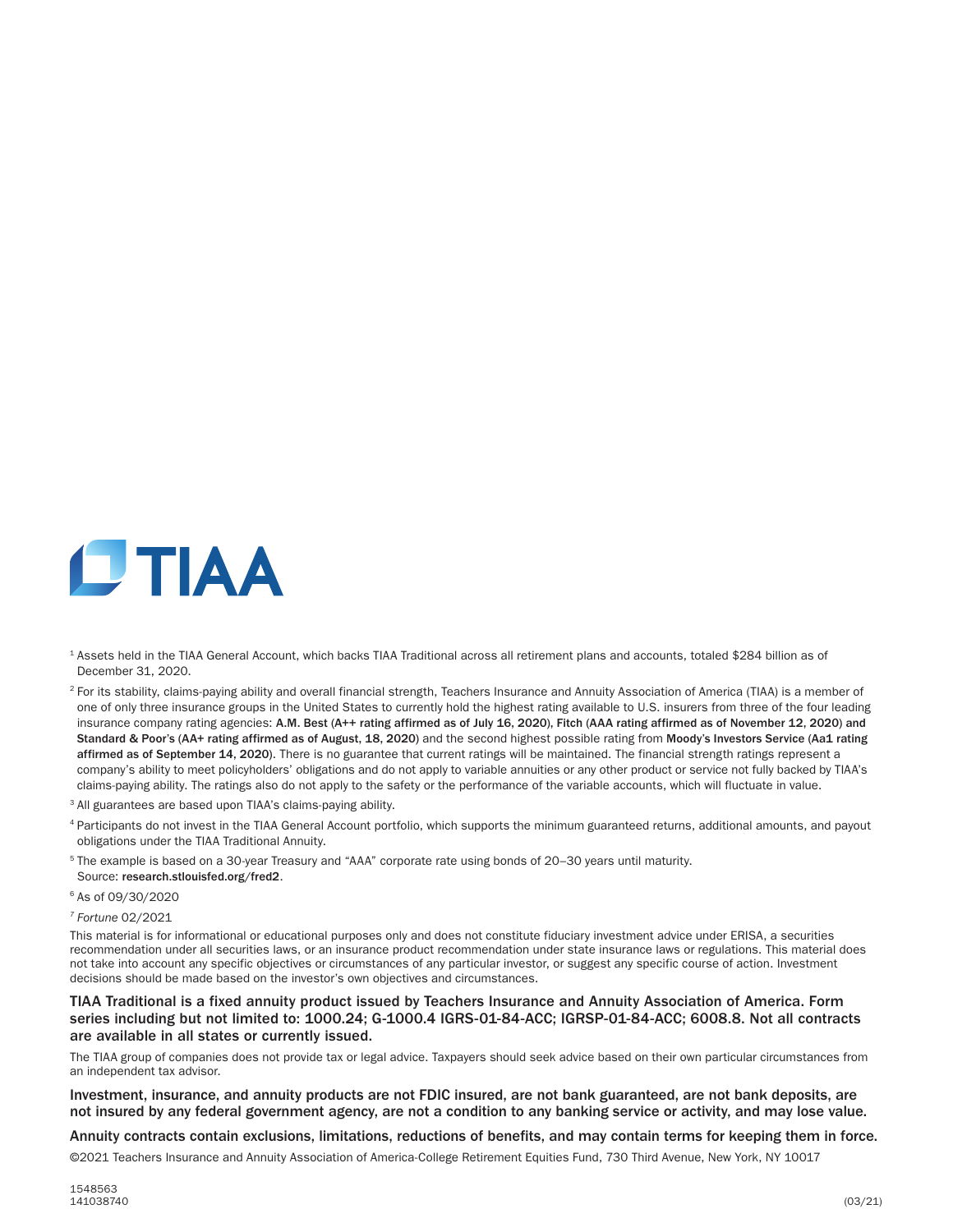TIAA

[1] Assets held in the TIAA General Account, which backs TIAA Traditional across all retirement plans and accounts, totaled $284 billion as of December 31, 2020.

[2] For its stability, claims-paying ability and overall financial strength, Teachers Insurance and Annuity Association of America (TIAA) is a member of one of only three insurance groups in the United States to currently hold the highest rating available to U.S. insurers from three of the four leading insurance company rating agencies: **A.M. Best (A++ rating affirmed as of July 16, 2020), Fitch (AAA rating affirmed as of November 12, 2020) and Standard & Poor's (AA+ rating affirmed as of August, 18, 2020)** and the second highest possible rating from **Moody's Investors Service (Aa1 rating affirmed as of September 14, 2020)**. There is no guarantee that current ratings will be maintained. The financial strength ratings represent a company's ability to meet policyholders' obligations and do not apply to variable annuities or any other product or service not fully backed by TIAA's claims-paying ability. The ratings also do not apply to the safety or the performance of the variable accounts, which will fluctuate in value.

[3] All guarantees are based upon TIAA's claims-paying ability.

[4] Participants do not invest in the TIAA General Account portfolio, which supports the minimum guaranteed returns, additional amounts, and payout obligations under the TIAA Traditional Annuity.

[5] The example is based on a 30-year Treasury and "AAA" corporate rate using bonds of 20–30 years until maturity. Source: **research.stlouisfed.org/fred2**.

[6] As of 09/30/2020

[7] *Fortune* 02/2021

This material is for informational or educational purposes only and does not constitute fiduciary investment advice under ERISA, a securities recommendation under all securities laws, or an insurance product recommendation under state insurance laws or regulations. This material does not take into account any specific objectives or circumstances of any particular investor, or suggest any specific course of action. Investment decisions should be made based on the investor's own objectives and circumstances.

**TIAA Traditional is a fixed annuity product issued by Teachers Insurance and Annuity Association of America. Form series including but not limited to: 1000.24; G-1000.4 IGRS-01-84-ACC; IGRSP-01-84-ACC; 6008.8. Not all contracts are available in all states or currently issued.**

The TIAA group of companies does not provide tax or legal advice. Taxpayers should seek advice based on their own particular circumstances from an independent tax advisor.

**Investment, insurance, and annuity products are not FDIC insured, are not bank guaranteed, are not bank deposits, are not insured by any federal government agency, are not a condition to any banking service or activity, and may lose value.**

**Annuity contracts contain exclusions, limitations, reductions of benefits, and may contain terms for keeping them in force.**

©2021 Teachers Insurance and Annuity Association of America-College Retirement Equities Fund, 730 Third Avenue, New York, NY 10017

1548563
141038740

(03/21)